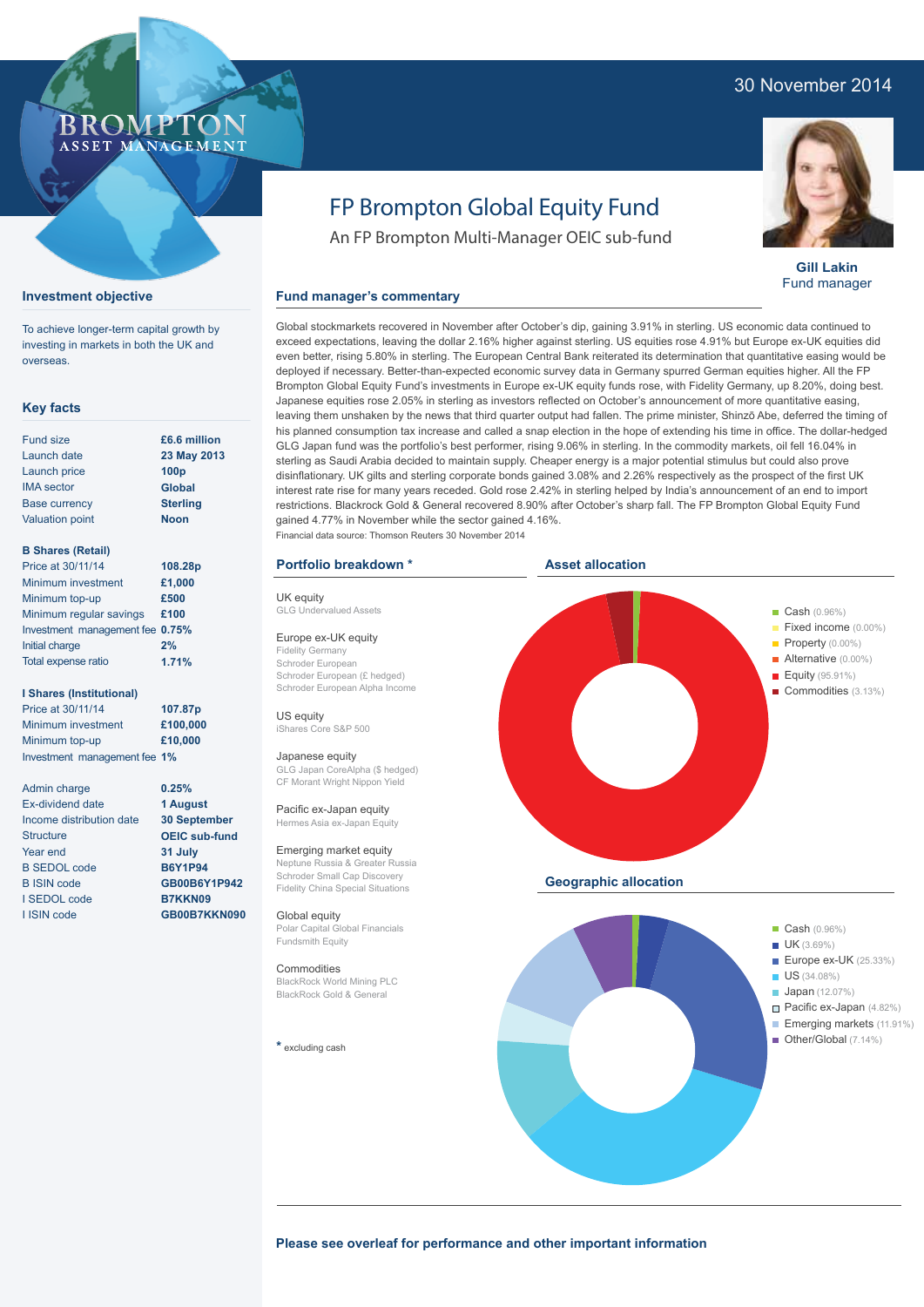30 November 2014

BROMPTON ASSET MANAGEMENT

# FP Brompton Global Equity Fund

An FP Brompton Multi-Manager OEIC sub-fund

**Gill Lakin**
Fund manager

## Investment objective

To achieve longer-term capital growth by investing in markets in both the UK and overseas.

## Key facts

| | |
|---|---|
| Fund size | **£6.6 million** |
| Launch date | **23 May 2013** |
| Launch price | **100p** |
| IMA sector | **Global** |
| Base currency | **Sterling** |
| Valuation point | **Noon** |

**B Shares (Retail)**

| | |
|---|---|
| Price at 30/11/14 | **108.28p** |
| Minimum investment | **£1,000** |
| Minimum top-up | **£500** |
| Minimum regular savings | **£100** |
| Investment management fee | **0.75%** |
| Initial charge | **2%** |
| Total expense ratio | **1.71%** |

**I Shares (Institutional)**

| | |
|---|---|
| Price at 30/11/14 | **107.87p** |
| Minimum investment | **£100,000** |
| Minimum top-up | **£10,000** |
| Investment management fee | **1%** |

| | |
|---|---|
| Admin charge | **0.25%** |
| Ex-dividend date | **1 August** |
| Income distribution date | **30 September** |
| Structure | **OEIC sub-fund** |
| Year end | **31 July** |
| B SEDOL code | **B6Y1P94** |
| B ISIN code | **GB00B6Y1P942** |
| I SEDOL code | **B7KKN09** |
| I ISIN code | **GB00B7KKN090** |

## Fund manager's commentary

Global stockmarkets recovered in November after October's dip, gaining 3.91% in sterling. US economic data continued to exceed expectations, leaving the dollar 2.16% higher against sterling. US equities rose 4.91% but Europe ex-UK equities did even better, rising 5.80% in sterling. The European Central Bank reiterated its determination that quantitative easing would be deployed if necessary. Better-than-expected economic survey data in Germany spurred German equities higher. All the FP Brompton Global Equity Fund's investments in Europe ex-UK equity funds rose, with Fidelity Germany, up 8.20%, doing best. Japanese equities rose 2.05% in sterling as investors reflected on October's announcement of more quantitative easing, leaving them unshaken by the news that third quarter output had fallen. The prime minister, Shinzō Abe, deferred the timing of his planned consumption tax increase and called a snap election in the hope of extending his time in office. The dollar-hedged GLG Japan fund was the portfolio's best performer, rising 9.06% in sterling. In the commodity markets, oil fell 16.04% in sterling as Saudi Arabia decided to maintain supply. Cheaper energy is a major potential stimulus but could also prove disinflationary. UK gilts and sterling corporate bonds gained 3.08% and 2.26% respectively as the prospect of the first UK interest rate rise for many years receded. Gold rose 2.42% in sterling helped by India's announcement of an end to import restrictions. Blackrock Gold & General recovered 8.90% after October's sharp fall. The FP Brompton Global Equity Fund gained 4.77% in November while the sector gained 4.16%.

Financial data source: Thomson Reuters 30 November 2014

## Portfolio breakdown *

**UK equity**
GLG Undervalued Assets

**Europe ex-UK equity**
Fidelity Germany
Schroder European
Schroder European (£ hedged)
Schroder European Alpha Income

**US equity**
iShares Core S&P 500

**Japanese equity**
GLG Japan CoreAlpha ($ hedged)
CF Morant Wright Nippon Yield

**Pacific ex-Japan equity**
Hermes Asia ex-Japan Equity

**Emerging market equity**
Neptune Russia & Greater Russia
Schroder Small Cap Discovery
Fidelity China Special Situations

**Global equity**
Polar Capital Global Financials
Fundsmith Equity

**Commodities**
BlackRock World Mining PLC
BlackRock Gold & General

* excluding cash

## Asset allocation

- Cash (0.96%)
- Fixed income (0.00%)
- Property (0.00%)
- Alternative (0.00%)
- Equity (95.91%)
- Commodities (3.13%)

## Geographic allocation

- Cash (0.96%)
- UK (3.69%)
- Europe ex-UK (25.33%)
- US (34.08%)
- Japan (12.07%)
- Pacific ex-Japan (4.82%)
- Emerging markets (11.91%)
- Other/Global (7.14%)

**Please see overleaf for performance and other important information**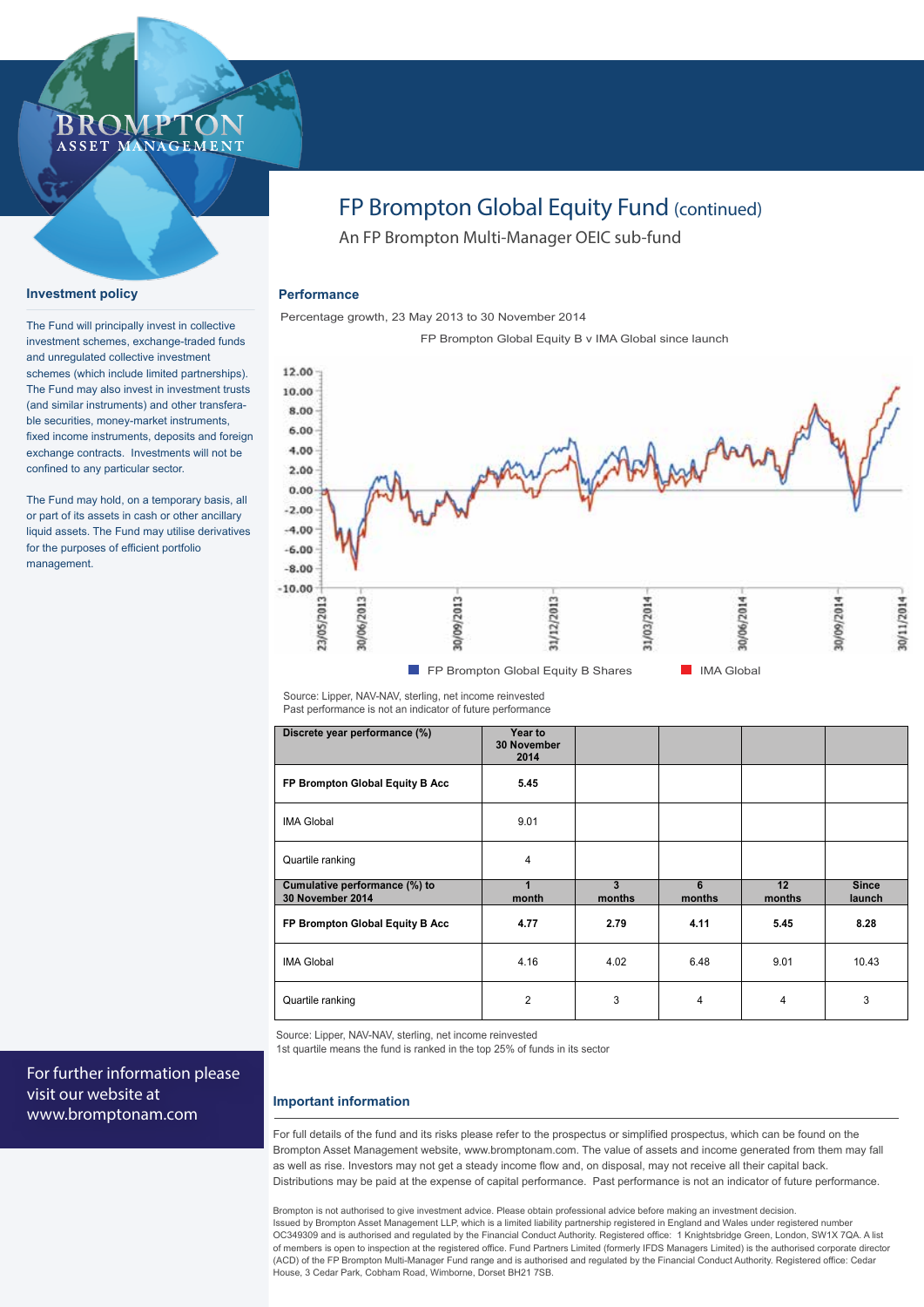# FP Brompton Global Equity Fund (continued)

An FP Brompton Multi-Manager OEIC sub-fund

## Investment policy

The Fund will principally invest in collective investment schemes, exchange-traded funds and unregulated collective investment schemes (which include limited partnerships). The Fund may also invest in investment trusts (and similar instruments) and other transferable securities, money-market instruments, fixed income instruments, deposits and foreign exchange contracts. Investments will not be confined to any particular sector.

The Fund may hold, on a temporary basis, all or part of its assets in cash or other ancillary liquid assets. The Fund may utilise derivatives for the purposes of efficient portfolio management.

## Performance

Percentage growth, 23 May 2013 to 30 November 2014

FP Brompton Global Equity B v IMA Global since launch

12.00
10.00
8.00
6.00
4.00
2.00
0.00
-2.00
-4.00
-6.00
-8.00
-10.00

23/05/2013
30/06/2013
30/09/2013
31/12/2013
31/03/2014
30/06/2014
30/09/2014
30/11/2014

FP Brompton Global Equity B Shares
IMA Global

Source: Lipper, NAV-NAV, sterling, net income reinvested
Past performance is not an indicator of future performance

| Discrete year performance (%) | Year to 30 November 2014 | | | | |
|---|---|---|---|---|---|
| **FP Brompton Global Equity B Acc** | **5.45** | | | | |
| IMA Global | 9.01 | | | | |
| Quartile ranking | 4 | | | | |
| **Cumulative performance (%) to 30 November 2014** | **1 month** | **3 months** | **6 months** | **12 months** | **Since launch** |
| **FP Brompton Global Equity B Acc** | **4.77** | **2.79** | **4.11** | **5.45** | **8.28** |
| IMA Global | 4.16 | 4.02 | 6.48 | 9.01 | 10.43 |
| Quartile ranking | 2 | 3 | 4 | 4 | 3 |

Source: Lipper, NAV-NAV, sterling, net income reinvested
1st quartile means the fund is ranked in the top 25% of funds in its sector

For further information please visit our website at www.bromptonam.com

## Important information

For full details of the fund and its risks please refer to the prospectus or simplified prospectus, which can be found on the Brompton Asset Management website, www.bromptonam.com. The value of assets and income generated from them may fall as well as rise. Investors may not get a steady income flow and, on disposal, may not receive all their capital back. Distributions may be paid at the expense of capital performance. Past performance is not an indicator of future performance.

Brompton is not authorised to give investment advice. Please obtain professional advice before making an investment decision. Issued by Brompton Asset Management LLP, which is a limited liability partnership registered in England and Wales under registered number OC349309 and is authorised and regulated by the Financial Conduct Authority. Registered office: 1 Knightsbridge Green, London, SW1X 7QA. A list of members is open to inspection at the registered office. Fund Partners Limited (formerly IFDS Managers Limited) is the authorised corporate director (ACD) of the FP Brompton Multi-Manager Fund range and is authorised and regulated by the Financial Conduct Authority. Registered office: Cedar House, 3 Cedar Park, Cobham Road, Wimborne, Dorset BH21 7SB.